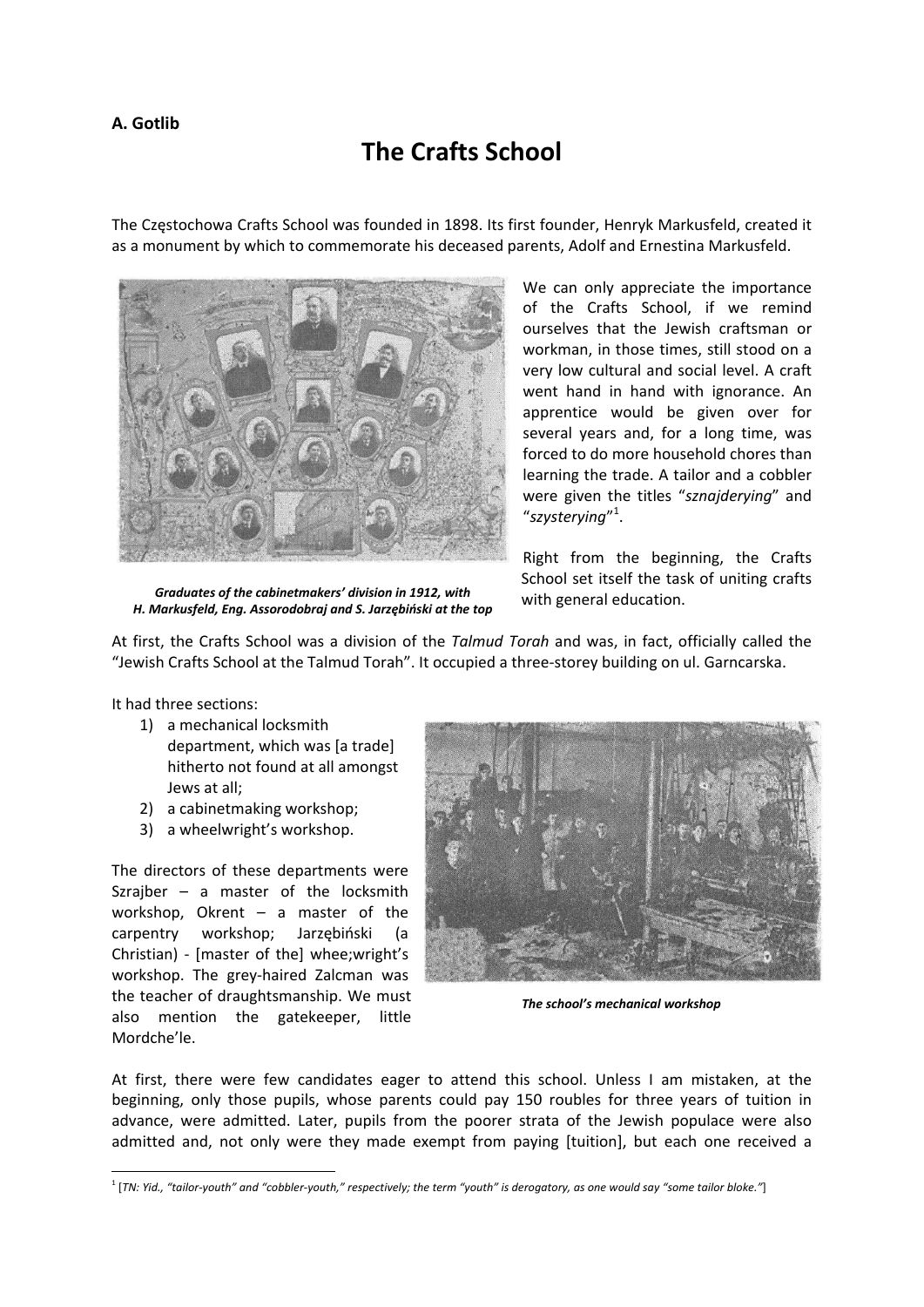**A. Gotlib**

# The Crafts School

The Częstochowa Crafts School was founded in 1898. Its first founder, Henryk Markusfeld, created it as a monument by which to commemorate his deceased parents, Adolf and Ernestina Markusfeld.

*Graduates of the cabinetmakers' division in 1912, with H. Markusfeld, Eng. Assorodobraj and S. Jarzębiński at the top*

We can only appreciate the importance of the Crafts School, if we remind ourselves that the Jewish craftsman or workman, in those times, still stood on a very low cultural and social level. A craft went hand in hand with ignorance. An apprentice would be given over for several years and, for a long time, was forced to do more household chores than learning the trade. A tailor and a cobbler were given the titles "*sznajderying*" and "*szysterying*"[1].

Right from the beginning, the Crafts School set itself the task of uniting crafts with general education.

At first, the Crafts School was a division of the *Talmud Torah* and was, in fact, officially called the "Jewish Crafts School at the Talmud Torah". It occupied a three-storey building on ul. Garncarska.

It had three sections:

1) a mechanical locksmith department, which was [a trade] hitherto not found at all amongst Jews at all;
2) a cabinetmaking workshop;
3) a wheelwright's workshop.

The directors of these departments were Szrajber – a master of the locksmith workshop, Okrent – a master of the carpentry workshop; Jarzębiński (a Christian) - [master of the] whee;wright's workshop. The grey-haired Zalcman was the teacher of draughtsmanship. We must also mention the gatekeeper, little Mordche'le.

*The school's mechanical workshop*

At first, there were few candidates eager to attend this school. Unless I am mistaken, at the beginning, only those pupils, whose parents could pay 150 roubles for three years of tuition in advance, were admitted. Later, pupils from the poorer strata of the Jewish populace were also admitted and, not only were they made exempt from paying [tuition], but each one received a

[1] [*TN: Yid., "tailor-youth" and "cobbler-youth," respectively; the term "youth" is derogatory, as one would say "some tailor bloke."*]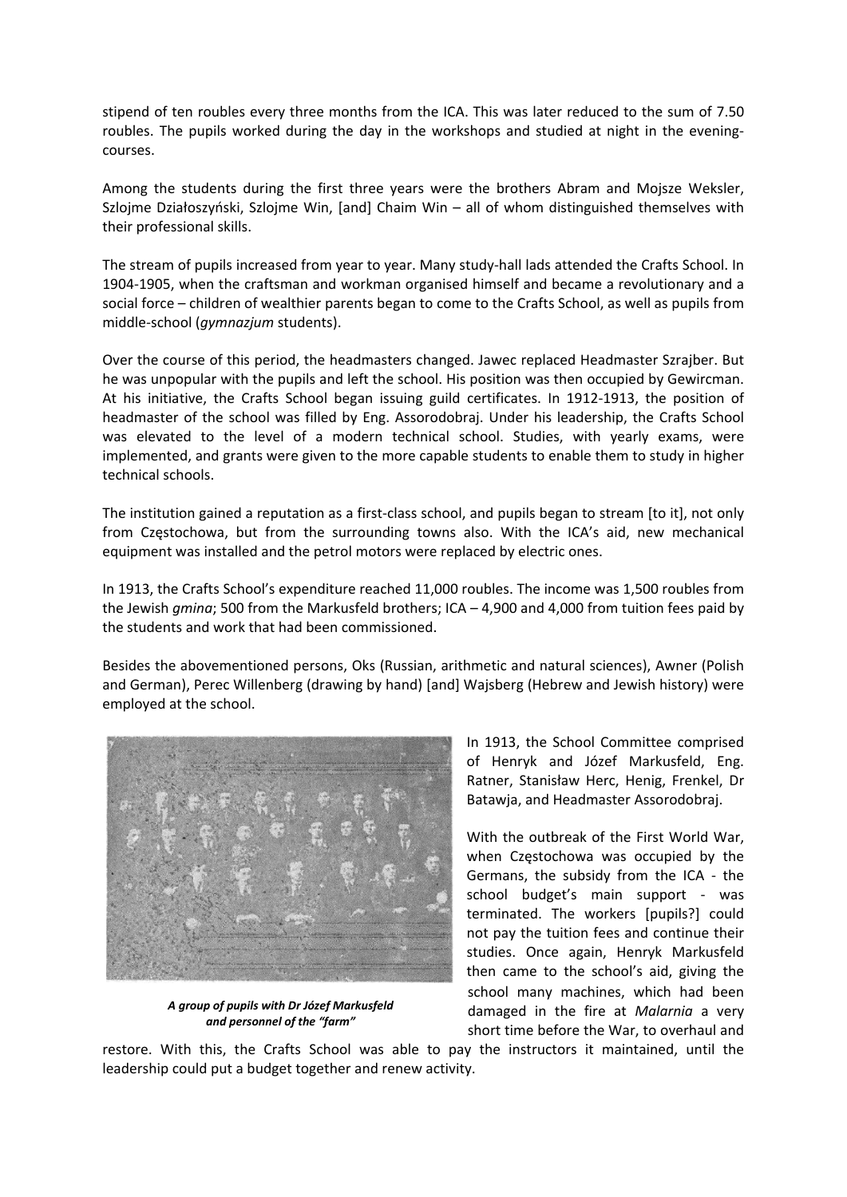stipend of ten roubles every three months from the ICA. This was later reduced to the sum of 7.50 roubles. The pupils worked during the day in the workshops and studied at night in the evening-courses.

Among the students during the first three years were the brothers Abram and Mojsze Weksler, Szlojme Działoszyński, Szlojme Win, [and] Chaim Win – all of whom distinguished themselves with their professional skills.

The stream of pupils increased from year to year. Many study-hall lads attended the Crafts School. In 1904-1905, when the craftsman and workman organised himself and became a revolutionary and a social force – children of wealthier parents began to come to the Crafts School, as well as pupils from middle-school (*gymnazjum* students).

Over the course of this period, the headmasters changed. Jawec replaced Headmaster Szrajber. But he was unpopular with the pupils and left the school. His position was then occupied by Gewircman. At his initiative, the Crafts School began issuing guild certificates. In 1912-1913, the position of headmaster of the school was filled by Eng. Assorodobraj. Under his leadership, the Crafts School was elevated to the level of a modern technical school. Studies, with yearly exams, were implemented, and grants were given to the more capable students to enable them to study in higher technical schools.

The institution gained a reputation as a first-class school, and pupils began to stream [to it], not only from Częstochowa, but from the surrounding towns also. With the ICA's aid, new mechanical equipment was installed and the petrol motors were replaced by electric ones.

In 1913, the Crafts School's expenditure reached 11,000 roubles. The income was 1,500 roubles from the Jewish *gmina*; 500 from the Markusfeld brothers; ICA – 4,900 and 4,000 from tuition fees paid by the students and work that had been commissioned.

Besides the abovementioned persons, Oks (Russian, arithmetic and natural sciences), Awner (Polish and German), Perec Willenberg (drawing by hand) [and] Wajsberg (Hebrew and Jewish history) were employed at the school.

***A group of pupils with Dr Józef Markusfeld and personnel of the "farm"***

In 1913, the School Committee comprised of Henryk and Józef Markusfeld, Eng. Ratner, Stanisław Herc, Henig, Frenkel, Dr Batawja, and Headmaster Assorodobraj.

With the outbreak of the First World War, when Częstochowa was occupied by the Germans, the subsidy from the ICA - the school budget's main support - was terminated. The workers [pupils?] could not pay the tuition fees and continue their studies. Once again, Henryk Markusfeld then came to the school's aid, giving the school many machines, which had been damaged in the fire at *Malarnia* a very short time before the War, to overhaul and restore. With this, the Crafts School was able to pay the instructors it maintained, until the leadership could put a budget together and renew activity.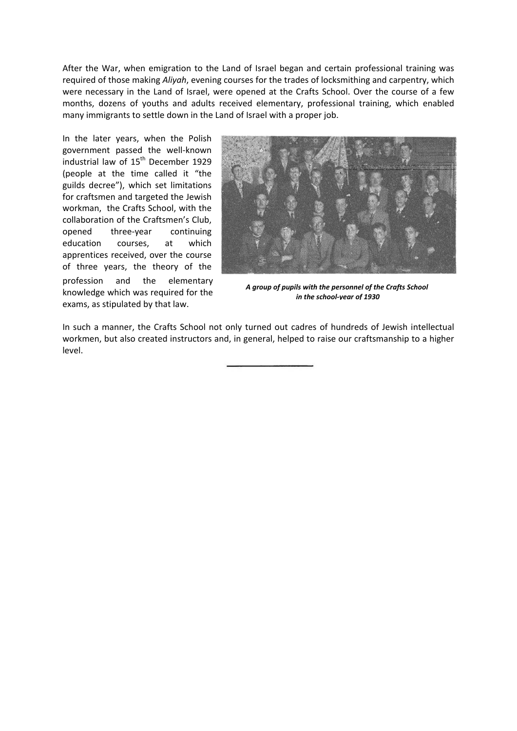After the War, when emigration to the Land of Israel began and certain professional training was required of those making *Aliyah*, evening courses for the trades of locksmithing and carpentry, which were necessary in the Land of Israel, were opened at the Crafts School. Over the course of a few months, dozens of youths and adults received elementary, professional training, which enabled many immigrants to settle down in the Land of Israel with a proper job.

In the later years, when the Polish government passed the well-known industrial law of 15th December 1929 (people at the time called it "the guilds decree"), which set limitations for craftsmen and targeted the Jewish workman, the Crafts School, with the collaboration of the Craftsmen's Club, opened three-year continuing education courses, at which apprentices received, over the course of three years, the theory of the profession and the elementary knowledge which was required for the exams, as stipulated by that law.

***A group of pupils with the personnel of the Crafts School in the school-year of 1930***

In such a manner, the Crafts School not only turned out cadres of hundreds of Jewish intellectual workmen, but also created instructors and, in general, helped to raise our craftsmanship to a higher level.